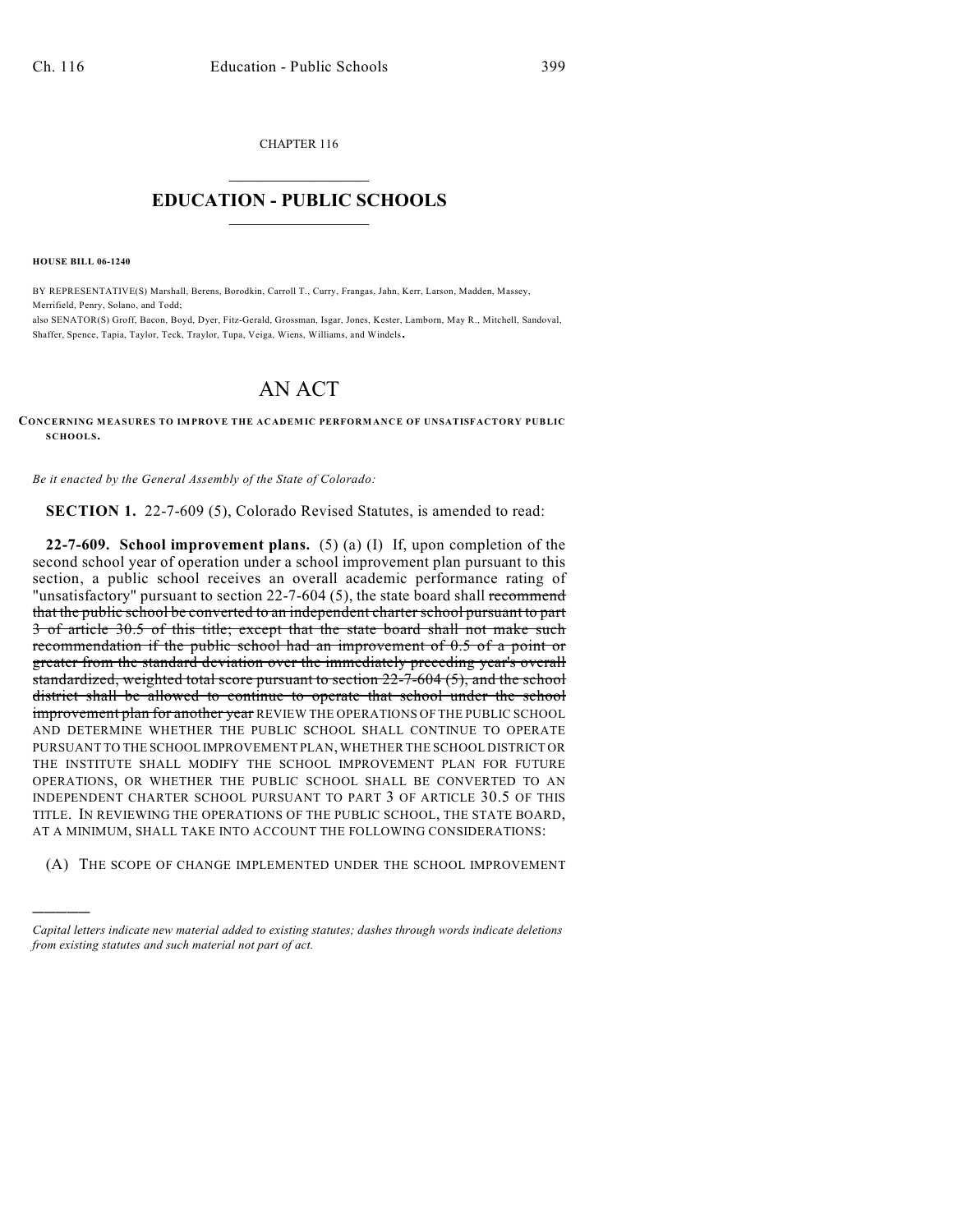CHAPTER 116

# EDUCATION - PUBLIC SCHOOLS

**HOUSE BILL 06-1240**

BY REPRESENTATIVE(S) Marshall, Berens, Borodkin, Carroll T., Curry, Frangas, Jahn, Kerr, Larson, Madden, Massey, Merrifield, Penry, Solano, and Todd;
also SENATOR(S) Groff, Bacon, Boyd, Dyer, Fitz-Gerald, Grossman, Isgar, Jones, Kester, Lamborn, May R., Mitchell, Sandoval, Shaffer, Spence, Tapia, Taylor, Teck, Traylor, Tupa, Veiga, Wiens, Williams, and Windels.

# AN ACT

**CONCERNING MEASURES TO IMPROVE THE ACADEMIC PERFORMANCE OF UNSATISFACTORY PUBLIC SCHOOLS.**

*Be it enacted by the General Assembly of the State of Colorado:*

**SECTION 1.** 22-7-609 (5), Colorado Revised Statutes, is amended to read:

**22-7-609. School improvement plans.** (5) (a) (I) If, upon completion of the second school year of operation under a school improvement plan pursuant to this section, a public school receives an overall academic performance rating of "unsatisfactory" pursuant to section 22-7-604 (5), the state board shall ~~recommend that the public school be converted to an independent charter school pursuant to part 3 of article 30.5 of this title; except that the state board shall not make such recommendation if the public school had an improvement of 0.5 of a point or greater from the standard deviation over the immediately preceding year's overall standardized, weighted total score pursuant to section 22-7-604 (5), and the school district shall be allowed to continue to operate that school under the school improvement plan for another year~~ REVIEW THE OPERATIONS OF THE PUBLIC SCHOOL AND DETERMINE WHETHER THE PUBLIC SCHOOL SHALL CONTINUE TO OPERATE PURSUANT TO THE SCHOOL IMPROVEMENT PLAN, WHETHER THE SCHOOL DISTRICT OR THE INSTITUTE SHALL MODIFY THE SCHOOL IMPROVEMENT PLAN FOR FUTURE OPERATIONS, OR WHETHER THE PUBLIC SCHOOL SHALL BE CONVERTED TO AN INDEPENDENT CHARTER SCHOOL PURSUANT TO PART 3 OF ARTICLE 30.5 OF THIS TITLE. IN REVIEWING THE OPERATIONS OF THE PUBLIC SCHOOL, THE STATE BOARD, AT A MINIMUM, SHALL TAKE INTO ACCOUNT THE FOLLOWING CONSIDERATIONS:

(A) THE SCOPE OF CHANGE IMPLEMENTED UNDER THE SCHOOL IMPROVEMENT

---

*Capital letters indicate new material added to existing statutes; dashes through words indicate deletions from existing statutes and such material not part of act.*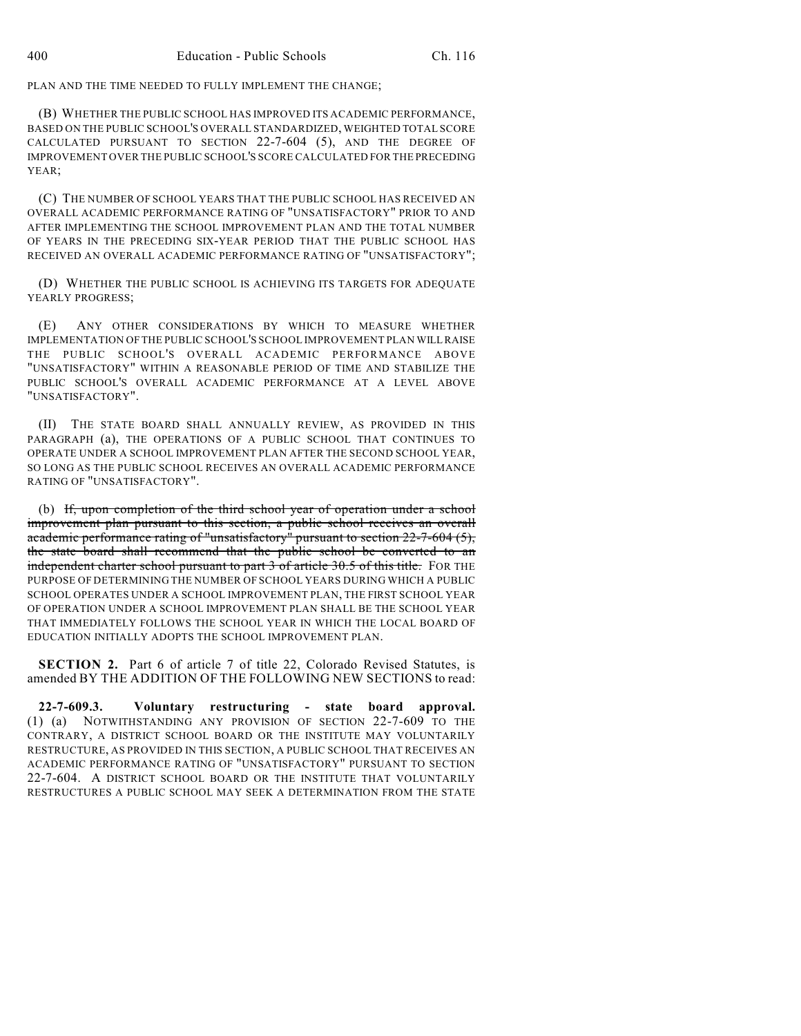PLAN AND THE TIME NEEDED TO FULLY IMPLEMENT THE CHANGE;

(B) WHETHER THE PUBLIC SCHOOL HAS IMPROVED ITS ACADEMIC PERFORMANCE, BASED ON THE PUBLIC SCHOOL'S OVERALL STANDARDIZED, WEIGHTED TOTAL SCORE CALCULATED PURSUANT TO SECTION 22-7-604 (5), AND THE DEGREE OF IMPROVEMENT OVER THE PUBLIC SCHOOL'S SCORE CALCULATED FOR THE PRECEDING YEAR;

(C) THE NUMBER OF SCHOOL YEARS THAT THE PUBLIC SCHOOL HAS RECEIVED AN OVERALL ACADEMIC PERFORMANCE RATING OF "UNSATISFACTORY" PRIOR TO AND AFTER IMPLEMENTING THE SCHOOL IMPROVEMENT PLAN AND THE TOTAL NUMBER OF YEARS IN THE PRECEDING SIX-YEAR PERIOD THAT THE PUBLIC SCHOOL HAS RECEIVED AN OVERALL ACADEMIC PERFORMANCE RATING OF "UNSATISFACTORY";

(D) WHETHER THE PUBLIC SCHOOL IS ACHIEVING ITS TARGETS FOR ADEQUATE YEARLY PROGRESS;

(E) ANY OTHER CONSIDERATIONS BY WHICH TO MEASURE WHETHER IMPLEMENTATION OF THE PUBLIC SCHOOL'S SCHOOL IMPROVEMENT PLAN WILL RAISE THE PUBLIC SCHOOL'S OVERALL ACADEMIC PERFORMANCE ABOVE "UNSATISFACTORY" WITHIN A REASONABLE PERIOD OF TIME AND STABILIZE THE PUBLIC SCHOOL'S OVERALL ACADEMIC PERFORMANCE AT A LEVEL ABOVE "UNSATISFACTORY".

(II) THE STATE BOARD SHALL ANNUALLY REVIEW, AS PROVIDED IN THIS PARAGRAPH (a), THE OPERATIONS OF A PUBLIC SCHOOL THAT CONTINUES TO OPERATE UNDER A SCHOOL IMPROVEMENT PLAN AFTER THE SECOND SCHOOL YEAR, SO LONG AS THE PUBLIC SCHOOL RECEIVES AN OVERALL ACADEMIC PERFORMANCE RATING OF "UNSATISFACTORY".

(b) ~~If, upon completion of the third school year of operation under a school improvement plan pursuant to this section, a public school receives an overall academic performance rating of "unsatisfactory" pursuant to section 22-7-604 (5), the state board shall recommend that the public school be converted to an independent charter school pursuant to part 3 of article 30.5 of this title.~~ FOR THE PURPOSE OF DETERMINING THE NUMBER OF SCHOOL YEARS DURING WHICH A PUBLIC SCHOOL OPERATES UNDER A SCHOOL IMPROVEMENT PLAN, THE FIRST SCHOOL YEAR OF OPERATION UNDER A SCHOOL IMPROVEMENT PLAN SHALL BE THE SCHOOL YEAR THAT IMMEDIATELY FOLLOWS THE SCHOOL YEAR IN WHICH THE LOCAL BOARD OF EDUCATION INITIALLY ADOPTS THE SCHOOL IMPROVEMENT PLAN.

**SECTION 2.** Part 6 of article 7 of title 22, Colorado Revised Statutes, is amended BY THE ADDITION OF THE FOLLOWING NEW SECTIONS to read:

**22-7-609.3. Voluntary restructuring - state board approval.** (1) (a) NOTWITHSTANDING ANY PROVISION OF SECTION 22-7-609 TO THE CONTRARY, A DISTRICT SCHOOL BOARD OR THE INSTITUTE MAY VOLUNTARILY RESTRUCTURE, AS PROVIDED IN THIS SECTION, A PUBLIC SCHOOL THAT RECEIVES AN ACADEMIC PERFORMANCE RATING OF "UNSATISFACTORY" PURSUANT TO SECTION 22-7-604. A DISTRICT SCHOOL BOARD OR THE INSTITUTE THAT VOLUNTARILY RESTRUCTURES A PUBLIC SCHOOL MAY SEEK A DETERMINATION FROM THE STATE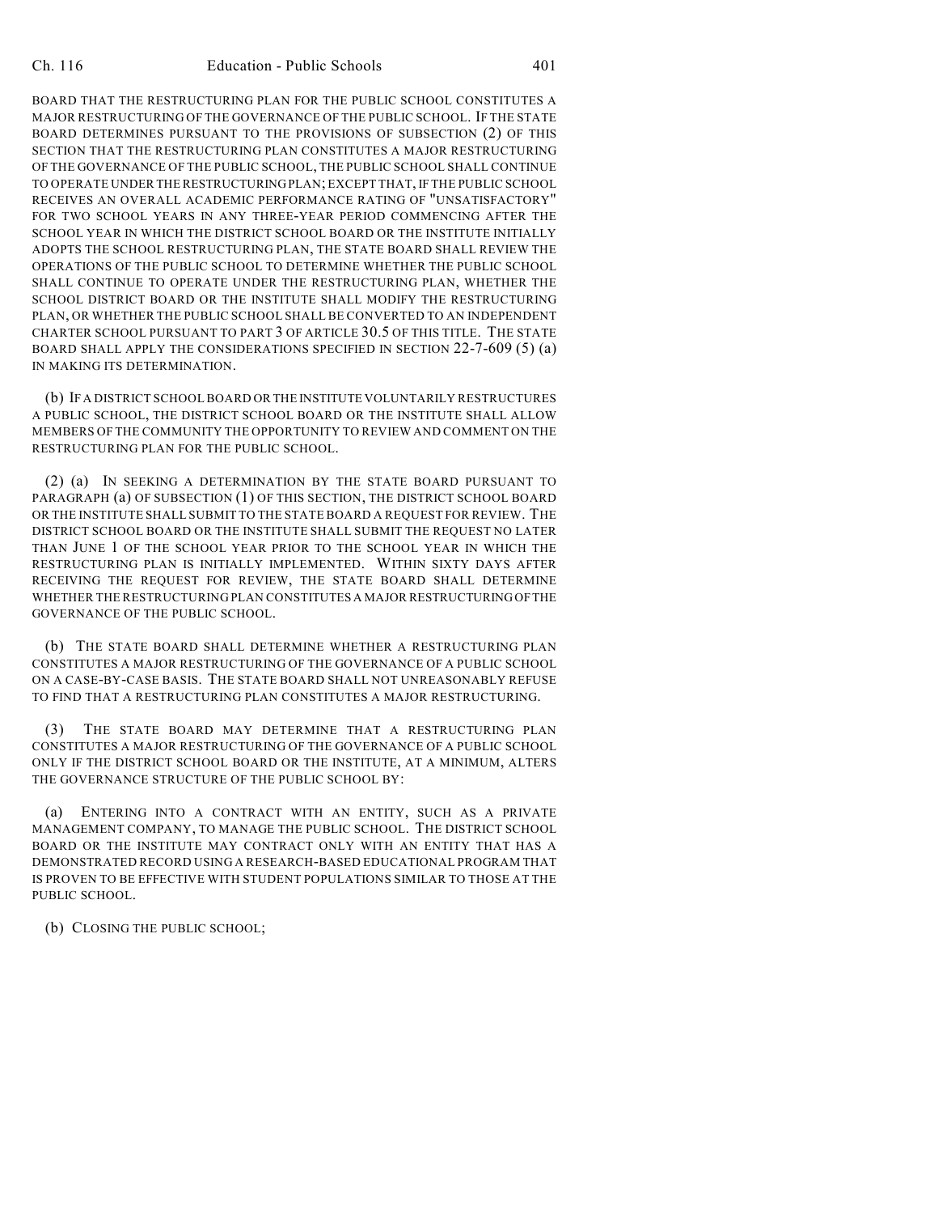BOARD THAT THE RESTRUCTURING PLAN FOR THE PUBLIC SCHOOL CONSTITUTES A MAJOR RESTRUCTURING OF THE GOVERNANCE OF THE PUBLIC SCHOOL. IF THE STATE BOARD DETERMINES PURSUANT TO THE PROVISIONS OF SUBSECTION (2) OF THIS SECTION THAT THE RESTRUCTURING PLAN CONSTITUTES A MAJOR RESTRUCTURING OF THE GOVERNANCE OF THE PUBLIC SCHOOL, THE PUBLIC SCHOOL SHALL CONTINUE TO OPERATE UNDER THE RESTRUCTURING PLAN; EXCEPT THAT, IF THE PUBLIC SCHOOL RECEIVES AN OVERALL ACADEMIC PERFORMANCE RATING OF "UNSATISFACTORY" FOR TWO SCHOOL YEARS IN ANY THREE-YEAR PERIOD COMMENCING AFTER THE SCHOOL YEAR IN WHICH THE DISTRICT SCHOOL BOARD OR THE INSTITUTE INITIALLY ADOPTS THE SCHOOL RESTRUCTURING PLAN, THE STATE BOARD SHALL REVIEW THE OPERATIONS OF THE PUBLIC SCHOOL TO DETERMINE WHETHER THE PUBLIC SCHOOL SHALL CONTINUE TO OPERATE UNDER THE RESTRUCTURING PLAN, WHETHER THE SCHOOL DISTRICT BOARD OR THE INSTITUTE SHALL MODIFY THE RESTRUCTURING PLAN, OR WHETHER THE PUBLIC SCHOOL SHALL BE CONVERTED TO AN INDEPENDENT CHARTER SCHOOL PURSUANT TO PART 3 OF ARTICLE 30.5 OF THIS TITLE. THE STATE BOARD SHALL APPLY THE CONSIDERATIONS SPECIFIED IN SECTION 22-7-609 (5) (a) IN MAKING ITS DETERMINATION.

(b) IF A DISTRICT SCHOOL BOARD OR THE INSTITUTE VOLUNTARILY RESTRUCTURES A PUBLIC SCHOOL, THE DISTRICT SCHOOL BOARD OR THE INSTITUTE SHALL ALLOW MEMBERS OF THE COMMUNITY THE OPPORTUNITY TO REVIEW AND COMMENT ON THE RESTRUCTURING PLAN FOR THE PUBLIC SCHOOL.

(2) (a) IN SEEKING A DETERMINATION BY THE STATE BOARD PURSUANT TO PARAGRAPH (a) OF SUBSECTION (1) OF THIS SECTION, THE DISTRICT SCHOOL BOARD OR THE INSTITUTE SHALL SUBMIT TO THE STATE BOARD A REQUEST FOR REVIEW. THE DISTRICT SCHOOL BOARD OR THE INSTITUTE SHALL SUBMIT THE REQUEST NO LATER THAN JUNE 1 OF THE SCHOOL YEAR PRIOR TO THE SCHOOL YEAR IN WHICH THE RESTRUCTURING PLAN IS INITIALLY IMPLEMENTED. WITHIN SIXTY DAYS AFTER RECEIVING THE REQUEST FOR REVIEW, THE STATE BOARD SHALL DETERMINE WHETHER THE RESTRUCTURING PLAN CONSTITUTES A MAJOR RESTRUCTURING OF THE GOVERNANCE OF THE PUBLIC SCHOOL.

(b) THE STATE BOARD SHALL DETERMINE WHETHER A RESTRUCTURING PLAN CONSTITUTES A MAJOR RESTRUCTURING OF THE GOVERNANCE OF A PUBLIC SCHOOL ON A CASE-BY-CASE BASIS. THE STATE BOARD SHALL NOT UNREASONABLY REFUSE TO FIND THAT A RESTRUCTURING PLAN CONSTITUTES A MAJOR RESTRUCTURING.

(3) THE STATE BOARD MAY DETERMINE THAT A RESTRUCTURING PLAN CONSTITUTES A MAJOR RESTRUCTURING OF THE GOVERNANCE OF A PUBLIC SCHOOL ONLY IF THE DISTRICT SCHOOL BOARD OR THE INSTITUTE, AT A MINIMUM, ALTERS THE GOVERNANCE STRUCTURE OF THE PUBLIC SCHOOL BY:

(a) ENTERING INTO A CONTRACT WITH AN ENTITY, SUCH AS A PRIVATE MANAGEMENT COMPANY, TO MANAGE THE PUBLIC SCHOOL. THE DISTRICT SCHOOL BOARD OR THE INSTITUTE MAY CONTRACT ONLY WITH AN ENTITY THAT HAS A DEMONSTRATED RECORD USING A RESEARCH-BASED EDUCATIONAL PROGRAM THAT IS PROVEN TO BE EFFECTIVE WITH STUDENT POPULATIONS SIMILAR TO THOSE AT THE PUBLIC SCHOOL.

(b) CLOSING THE PUBLIC SCHOOL;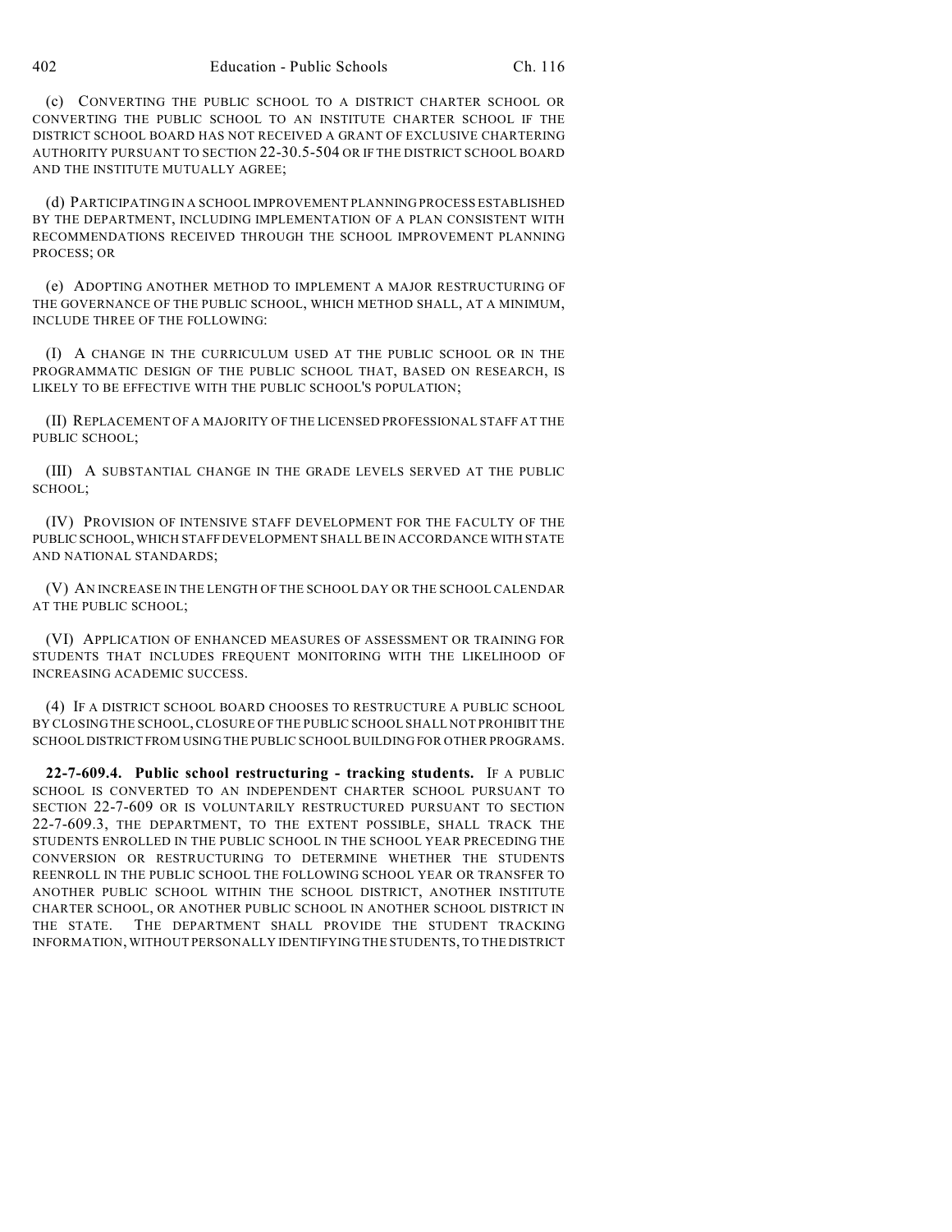(c) CONVERTING THE PUBLIC SCHOOL TO A DISTRICT CHARTER SCHOOL OR CONVERTING THE PUBLIC SCHOOL TO AN INSTITUTE CHARTER SCHOOL IF THE DISTRICT SCHOOL BOARD HAS NOT RECEIVED A GRANT OF EXCLUSIVE CHARTERING AUTHORITY PURSUANT TO SECTION 22-30.5-504 OR IF THE DISTRICT SCHOOL BOARD AND THE INSTITUTE MUTUALLY AGREE;

(d) PARTICIPATING IN A SCHOOL IMPROVEMENT PLANNING PROCESS ESTABLISHED BY THE DEPARTMENT, INCLUDING IMPLEMENTATION OF A PLAN CONSISTENT WITH RECOMMENDATIONS RECEIVED THROUGH THE SCHOOL IMPROVEMENT PLANNING PROCESS; OR

(e) ADOPTING ANOTHER METHOD TO IMPLEMENT A MAJOR RESTRUCTURING OF THE GOVERNANCE OF THE PUBLIC SCHOOL, WHICH METHOD SHALL, AT A MINIMUM, INCLUDE THREE OF THE FOLLOWING:

(I) A CHANGE IN THE CURRICULUM USED AT THE PUBLIC SCHOOL OR IN THE PROGRAMMATIC DESIGN OF THE PUBLIC SCHOOL THAT, BASED ON RESEARCH, IS LIKELY TO BE EFFECTIVE WITH THE PUBLIC SCHOOL'S POPULATION;

(II) REPLACEMENT OF A MAJORITY OF THE LICENSED PROFESSIONAL STAFF AT THE PUBLIC SCHOOL;

(III) A SUBSTANTIAL CHANGE IN THE GRADE LEVELS SERVED AT THE PUBLIC SCHOOL;

(IV) PROVISION OF INTENSIVE STAFF DEVELOPMENT FOR THE FACULTY OF THE PUBLIC SCHOOL, WHICH STAFF DEVELOPMENT SHALL BE IN ACCORDANCE WITH STATE AND NATIONAL STANDARDS;

(V) AN INCREASE IN THE LENGTH OF THE SCHOOL DAY OR THE SCHOOL CALENDAR AT THE PUBLIC SCHOOL;

(VI) APPLICATION OF ENHANCED MEASURES OF ASSESSMENT OR TRAINING FOR STUDENTS THAT INCLUDES FREQUENT MONITORING WITH THE LIKELIHOOD OF INCREASING ACADEMIC SUCCESS.

(4) IF A DISTRICT SCHOOL BOARD CHOOSES TO RESTRUCTURE A PUBLIC SCHOOL BY CLOSING THE SCHOOL, CLOSURE OF THE PUBLIC SCHOOL SHALL NOT PROHIBIT THE SCHOOL DISTRICT FROM USING THE PUBLIC SCHOOL BUILDING FOR OTHER PROGRAMS.

**22-7-609.4. Public school restructuring - tracking students.** IF A PUBLIC SCHOOL IS CONVERTED TO AN INDEPENDENT CHARTER SCHOOL PURSUANT TO SECTION 22-7-609 OR IS VOLUNTARILY RESTRUCTURED PURSUANT TO SECTION 22-7-609.3, THE DEPARTMENT, TO THE EXTENT POSSIBLE, SHALL TRACK THE STUDENTS ENROLLED IN THE PUBLIC SCHOOL IN THE SCHOOL YEAR PRECEDING THE CONVERSION OR RESTRUCTURING TO DETERMINE WHETHER THE STUDENTS REENROLL IN THE PUBLIC SCHOOL THE FOLLOWING SCHOOL YEAR OR TRANSFER TO ANOTHER PUBLIC SCHOOL WITHIN THE SCHOOL DISTRICT, ANOTHER INSTITUTE CHARTER SCHOOL, OR ANOTHER PUBLIC SCHOOL IN ANOTHER SCHOOL DISTRICT IN THE STATE. THE DEPARTMENT SHALL PROVIDE THE STUDENT TRACKING INFORMATION, WITHOUT PERSONALLY IDENTIFYING THE STUDENTS, TO THE DISTRICT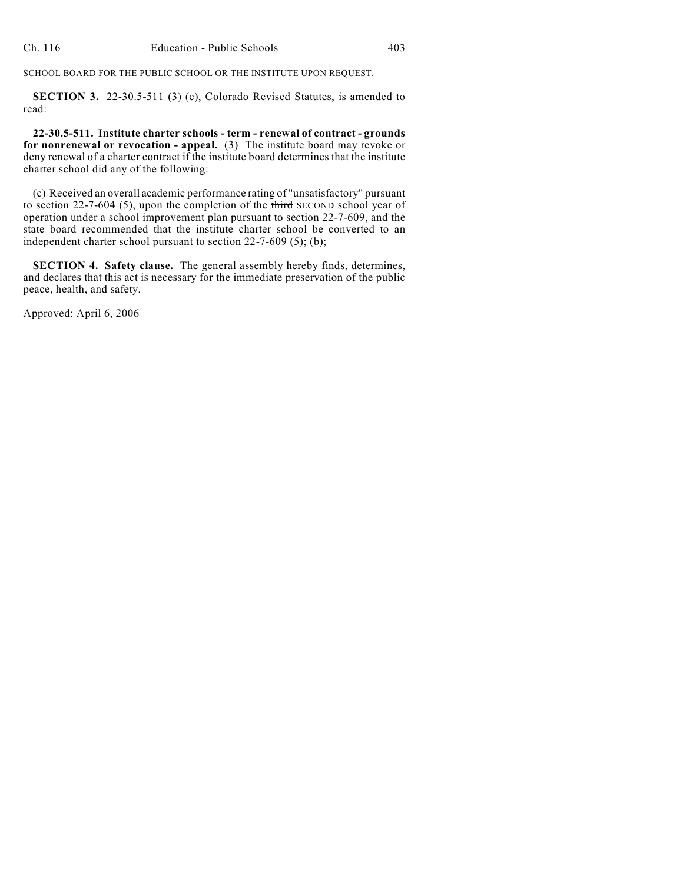SCHOOL BOARD FOR THE PUBLIC SCHOOL OR THE INSTITUTE UPON REQUEST.

**SECTION 3.** 22-30.5-511 (3) (c), Colorado Revised Statutes, is amended to read:

**22-30.5-511. Institute charter schools - term - renewal of contract - grounds for nonrenewal or revocation - appeal.** (3) The institute board may revoke or deny renewal of a charter contract if the institute board determines that the institute charter school did any of the following:

(c) Received an overall academic performance rating of "unsatisfactory" pursuant to section 22-7-604 (5), upon the completion of the ~~third~~ SECOND school year of operation under a school improvement plan pursuant to section 22-7-609, and the state board recommended that the institute charter school be converted to an independent charter school pursuant to section 22-7-609 (5); ~~(b);~~

**SECTION 4. Safety clause.** The general assembly hereby finds, determines, and declares that this act is necessary for the immediate preservation of the public peace, health, and safety.

Approved: April 6, 2006